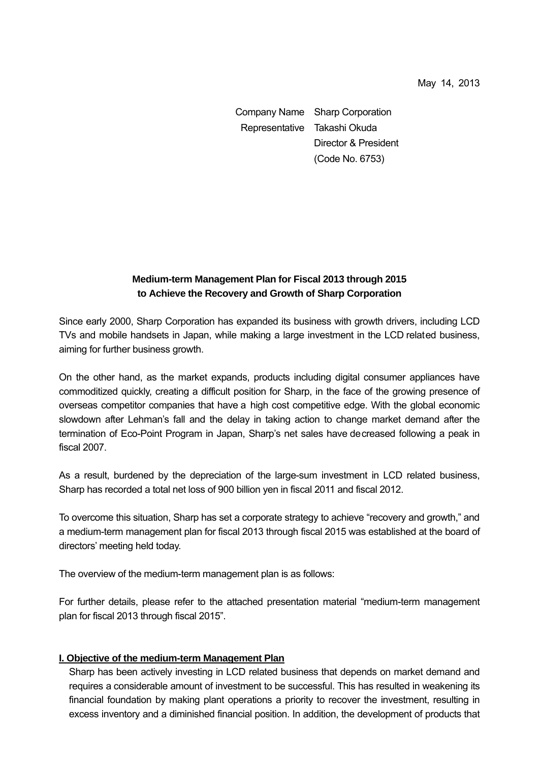May 14, 2013

Company Name Sharp Corporation
Representative Takashi Okuda
Director & President
(Code No. 6753)

**Medium-term Management Plan for Fiscal 2013 through 2015**
**to Achieve the Recovery and Growth of Sharp Corporation**

Since early 2000, Sharp Corporation has expanded its business with growth drivers, including LCD TVs and mobile handsets in Japan, while making a large investment in the LCD related business, aiming for further business growth.

On the other hand, as the market expands, products including digital consumer appliances have commoditized quickly, creating a difficult position for Sharp, in the face of the growing presence of overseas competitor companies that have a high cost competitive edge. With the global economic slowdown after Lehman's fall and the delay in taking action to change market demand after the termination of Eco-Point Program in Japan, Sharp's net sales have decreased following a peak in fiscal 2007.

As a result, burdened by the depreciation of the large-sum investment in LCD related business, Sharp has recorded a total net loss of 900 billion yen in fiscal 2011 and fiscal 2012.

To overcome this situation, Sharp has set a corporate strategy to achieve "recovery and growth," and a medium-term management plan for fiscal 2013 through fiscal 2015 was established at the board of directors' meeting held today.

The overview of the medium-term management plan is as follows:

For further details, please refer to the attached presentation material "medium-term management plan for fiscal 2013 through fiscal 2015".

**I. Objective of the medium-term Management Plan**

Sharp has been actively investing in LCD related business that depends on market demand and requires a considerable amount of investment to be successful. This has resulted in weakening its financial foundation by making plant operations a priority to recover the investment, resulting in excess inventory and a diminished financial position. In addition, the development of products that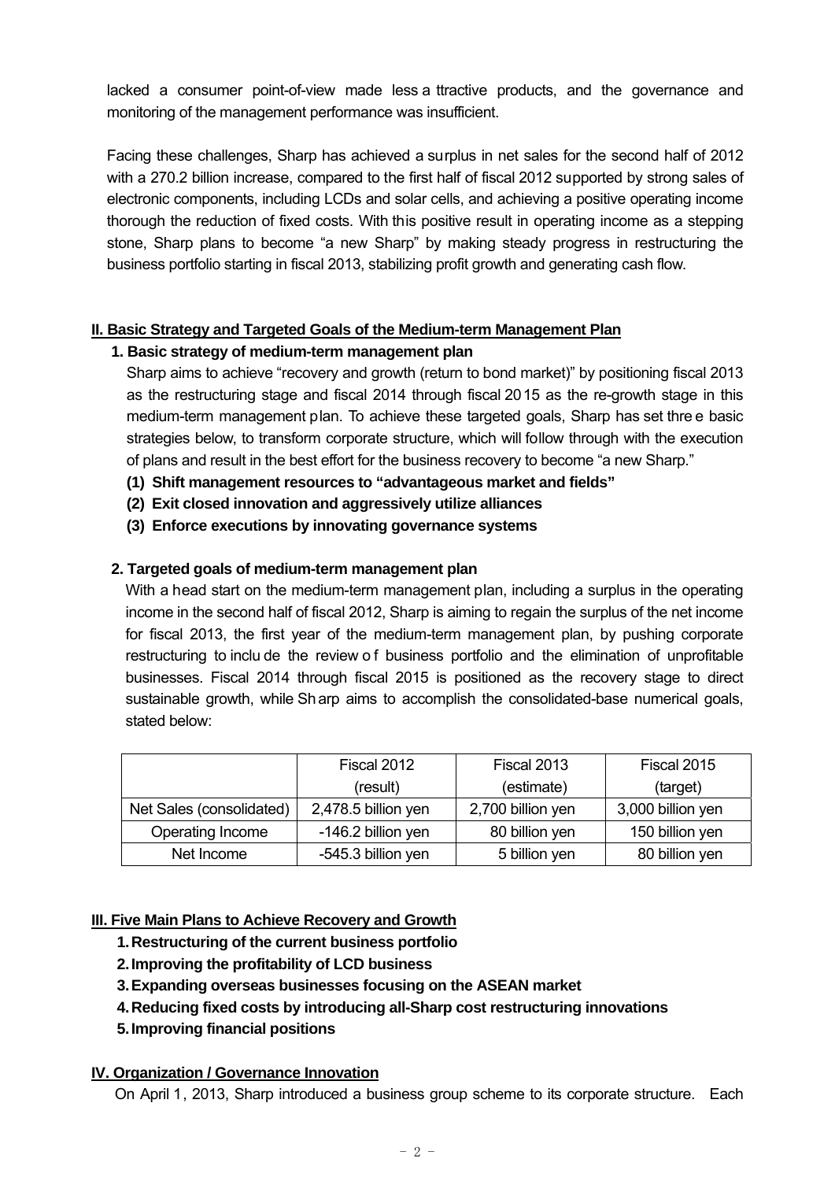lacked a consumer point-of-view made less a ttractive products, and the governance and monitoring of the management performance was insufficient.

Facing these challenges, Sharp has achieved a surplus in net sales for the second half of 2012 with a 270.2 billion increase, compared to the first half of fiscal 2012 supported by strong sales of electronic components, including LCDs and solar cells, and achieving a positive operating income thorough the reduction of fixed costs. With this positive result in operating income as a stepping stone, Sharp plans to become "a new Sharp" by making steady progress in restructuring the business portfolio starting in fiscal 2013, stabilizing profit growth and generating cash flow.

## II. Basic Strategy and Targeted Goals of the Medium-term Management Plan

### 1. Basic strategy of medium-term management plan

Sharp aims to achieve "recovery and growth (return to bond market)" by positioning fiscal 2013 as the restructuring stage and fiscal 2014 through fiscal 2015 as the re-growth stage in this medium-term management plan. To achieve these targeted goals, Sharp has set three basic strategies below, to transform corporate structure, which will follow through with the execution of plans and result in the best effort for the business recovery to become "a new Sharp."

**(1) Shift management resources to "advantageous market and fields"**
**(2) Exit closed innovation and aggressively utilize alliances**
**(3) Enforce executions by innovating governance systems**

### 2. Targeted goals of medium-term management plan

With a head start on the medium-term management plan, including a surplus in the operating income in the second half of fiscal 2012, Sharp is aiming to regain the surplus of the net income for fiscal 2013, the first year of the medium-term management plan, by pushing corporate restructuring to include the review of business portfolio and the elimination of unprofitable businesses. Fiscal 2014 through fiscal 2015 is positioned as the recovery stage to direct sustainable growth, while Sharp aims to accomplish the consolidated-base numerical goals, stated below:

| | Fiscal 2012 (result) | Fiscal 2013 (estimate) | Fiscal 2015 (target) |
|---|---|---|---|
| Net Sales (consolidated) | 2,478.5 billion yen | 2,700 billion yen | 3,000 billion yen |
| Operating Income | -146.2 billion yen | 80 billion yen | 150 billion yen |
| Net Income | -545.3 billion yen | 5 billion yen | 80 billion yen |

## III. Five Main Plans to Achieve Recovery and Growth

1. **Restructuring of the current business portfolio**
2. **Improving the profitability of LCD business**
3. **Expanding overseas businesses focusing on the ASEAN market**
4. **Reducing fixed costs by introducing all-Sharp cost restructuring innovations**
5. **Improving financial positions**

## IV. Organization / Governance Innovation

On April 1, 2013, Sharp introduced a business group scheme to its corporate structure. Each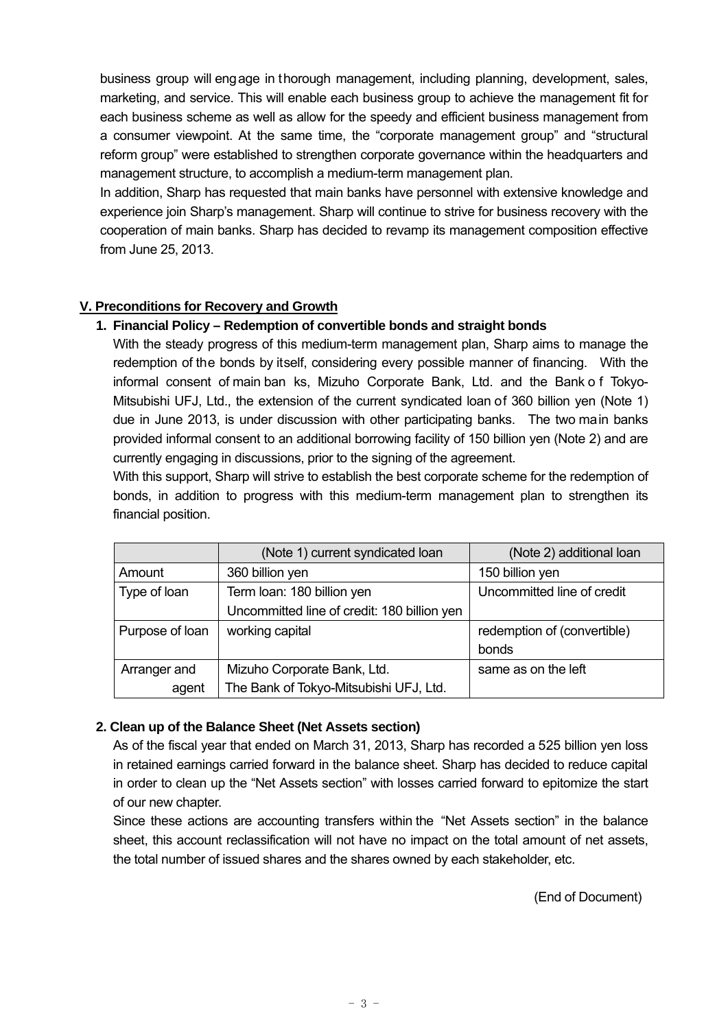business group will engage in thorough management, including planning, development, sales, marketing, and service. This will enable each business group to achieve the management fit for each business scheme as well as allow for the speedy and efficient business management from a consumer viewpoint. At the same time, the "corporate management group" and "structural reform group" were established to strengthen corporate governance within the headquarters and management structure, to accomplish a medium-term management plan.

In addition, Sharp has requested that main banks have personnel with extensive knowledge and experience join Sharp's management. Sharp will continue to strive for business recovery with the cooperation of main banks. Sharp has decided to revamp its management composition effective from June 25, 2013.

## V. Preconditions for Recovery and Growth

### 1. Financial Policy – Redemption of convertible bonds and straight bonds

With the steady progress of this medium-term management plan, Sharp aims to manage the redemption of the bonds by itself, considering every possible manner of financing. With the informal consent of main banks, Mizuho Corporate Bank, Ltd. and the Bank of Tokyo-Mitsubishi UFJ, Ltd., the extension of the current syndicated loan of 360 billion yen (Note 1) due in June 2013, is under discussion with other participating banks. The two main banks provided informal consent to an additional borrowing facility of 150 billion yen (Note 2) and are currently engaging in discussions, prior to the signing of the agreement.

With this support, Sharp will strive to establish the best corporate scheme for the redemption of bonds, in addition to progress with this medium-term management plan to strengthen its financial position.

| | (Note 1) current syndicated loan | (Note 2) additional loan |
|---|---|---|
| Amount | 360 billion yen | 150 billion yen |
| Type of loan | Term loan: 180 billion yen<br>Uncommitted line of credit: 180 billion yen | Uncommitted line of credit |
| Purpose of loan | working capital | redemption of (convertible) bonds |
| Arranger and agent | Mizuho Corporate Bank, Ltd.<br>The Bank of Tokyo-Mitsubishi UFJ, Ltd. | same as on the left |

### 2. Clean up of the Balance Sheet (Net Assets section)

As of the fiscal year that ended on March 31, 2013, Sharp has recorded a 525 billion yen loss in retained earnings carried forward in the balance sheet. Sharp has decided to reduce capital in order to clean up the "Net Assets section" with losses carried forward to epitomize the start of our new chapter.

Since these actions are accounting transfers within the "Net Assets section" in the balance sheet, this account reclassification will not have no impact on the total amount of net assets, the total number of issued shares and the shares owned by each stakeholder, etc.

(End of Document)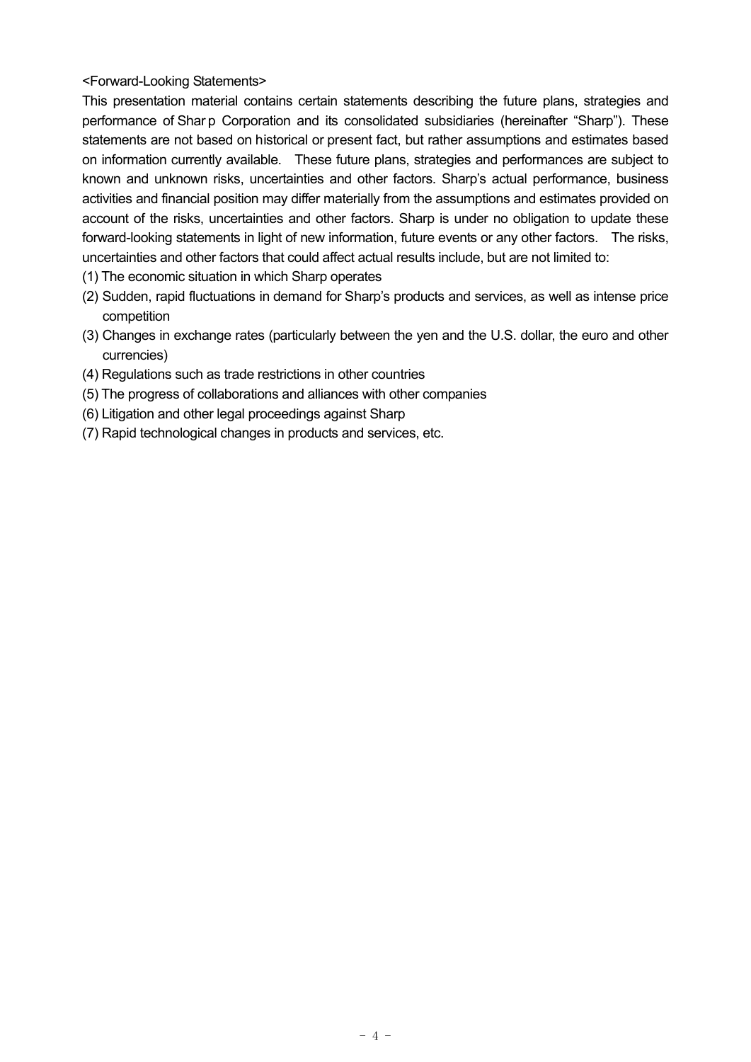<Forward-Looking Statements>

This presentation material contains certain statements describing the future plans, strategies and performance of Shar p Corporation and its consolidated subsidiaries (hereinafter "Sharp"). These statements are not based on historical or present fact, but rather assumptions and estimates based on information currently available. These future plans, strategies and performances are subject to known and unknown risks, uncertainties and other factors. Sharp's actual performance, business activities and financial position may differ materially from the assumptions and estimates provided on account of the risks, uncertainties and other factors. Sharp is under no obligation to update these forward-looking statements in light of new information, future events or any other factors. The risks, uncertainties and other factors that could affect actual results include, but are not limited to:

(1) The economic situation in which Sharp operates
(2) Sudden, rapid fluctuations in demand for Sharp's products and services, as well as intense price competition
(3) Changes in exchange rates (particularly between the yen and the U.S. dollar, the euro and other currencies)
(4) Regulations such as trade restrictions in other countries
(5) The progress of collaborations and alliances with other companies
(6) Litigation and other legal proceedings against Sharp
(7) Rapid technological changes in products and services, etc.